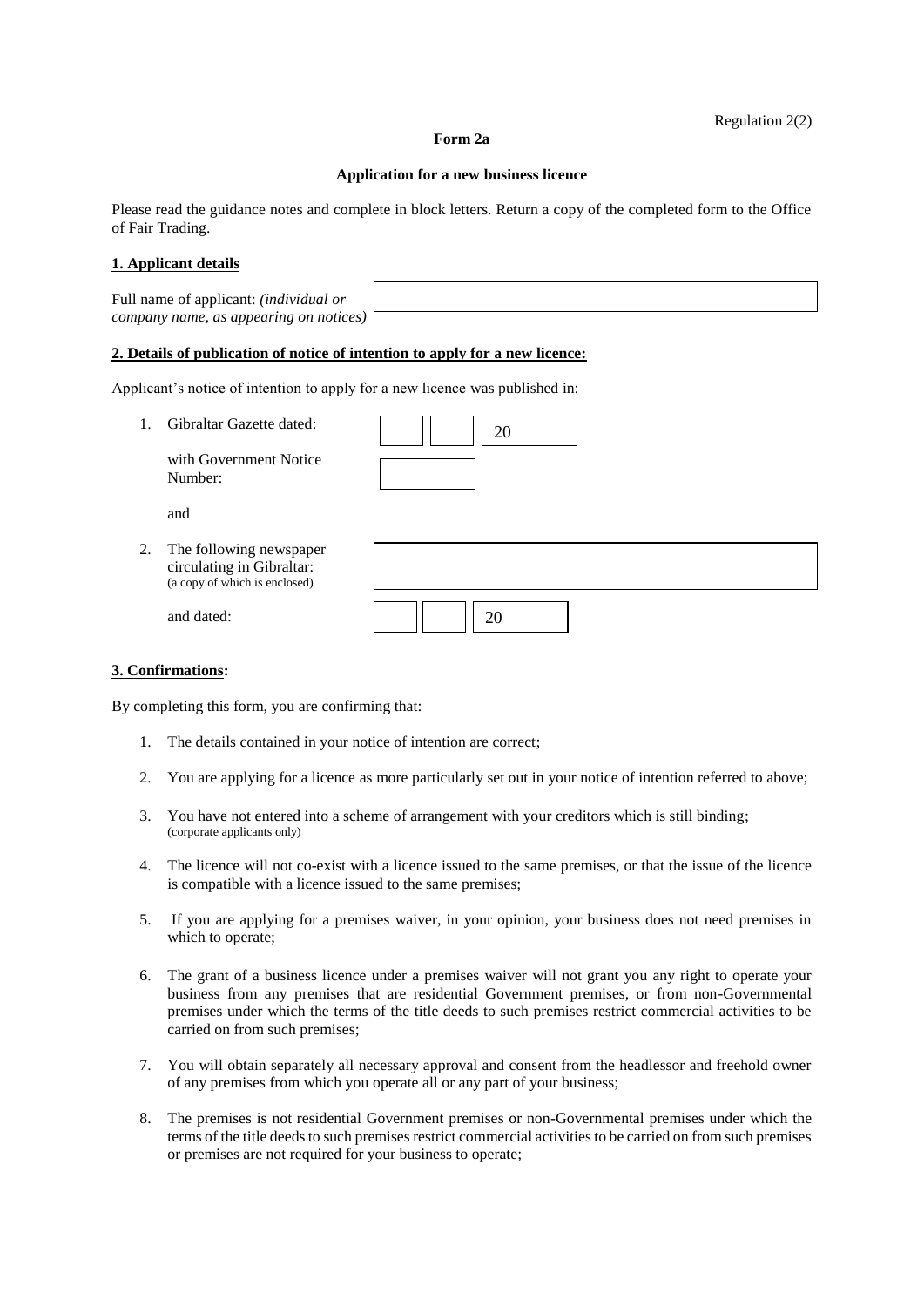Regulation 2(2)

**Form 2a**

**Application for a new business licence**

Please read the guidance notes and complete in block letters. Return a copy of the completed form to the Office of Fair Trading.

**1. Applicant details**

Full name of applicant: *(individual or company name, as appearing on notices)*

**2. Details of publication of notice of intention to apply for a new licence:**

Applicant's notice of intention to apply for a new licence was published in:

1. Gibraltar Gazette dated: &nbsp;&nbsp; 20

   with Government Notice Number:

   and

2. The following newspaper circulating in Gibraltar: (a copy of which is enclosed)

   and dated: &nbsp;&nbsp; 20

**3. Confirmations:**

By completing this form, you are confirming that:

1. The details contained in your notice of intention are correct;
2. You are applying for a licence as more particularly set out in your notice of intention referred to above;
3. You have not entered into a scheme of arrangement with your creditors which is still binding; (corporate applicants only)
4. The licence will not co-exist with a licence issued to the same premises, or that the issue of the licence is compatible with a licence issued to the same premises;
5. If you are applying for a premises waiver, in your opinion, your business does not need premises in which to operate;
6. The grant of a business licence under a premises waiver will not grant you any right to operate your business from any premises that are residential Government premises, or from non-Governmental premises under which the terms of the title deeds to such premises restrict commercial activities to be carried on from such premises;
7. You will obtain separately all necessary approval and consent from the headlessor and freehold owner of any premises from which you operate all or any part of your business;
8. The premises is not residential Government premises or non-Governmental premises under which the terms of the title deeds to such premises restrict commercial activities to be carried on from such premises or premises are not required for your business to operate;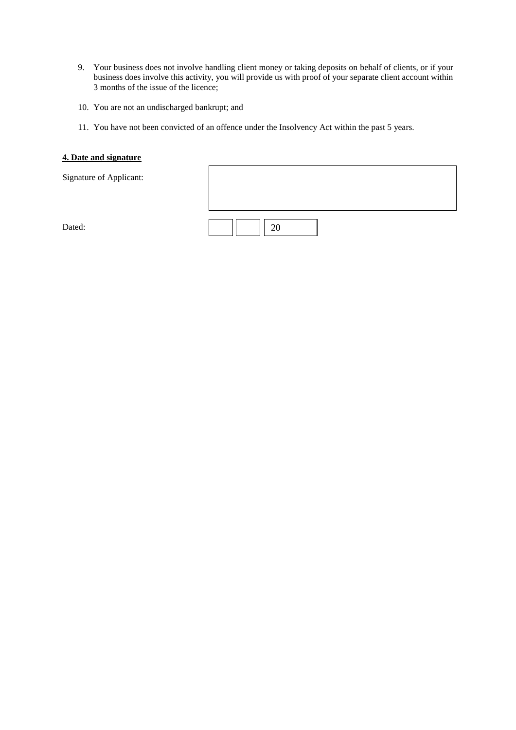9. Your business does not involve handling client money or taking deposits on behalf of clients, or if your business does involve this activity, you will provide us with proof of your separate client account within 3 months of the issue of the licence;
10. You are not an undischarged bankrupt; and
11. You have not been convicted of an offence under the Insolvency Act within the past 5 years.

**4. Date and signature**

| | |
|---|---|
| Signature of Applicant: | |
| Dated: | &nbsp;&nbsp; / &nbsp;&nbsp; / 20 |